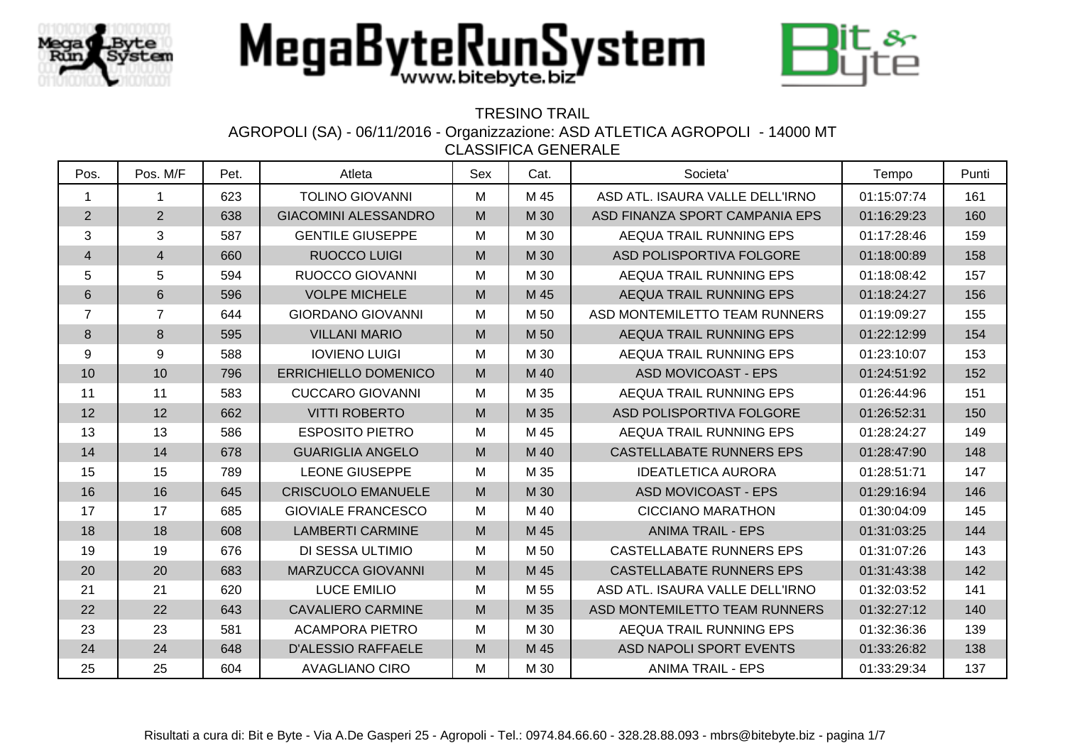# MegaByteRunSystem

www.bitebyte.biz

## TRESINO TRAIL

AGROPOLI (SA) - 06/11/2016 - Organizzazione: ASD ATLETICA AGROPOLI - 14000 MT

CLASSIFICA GENERALE

| Pos. | Pos. M/F | Pet. | Atleta | Sex | Cat. | Societa' | Tempo | Punti |
|---|---|---|---|---|---|---|---|---|
| 1 | 1 | 623 | TOLINO GIOVANNI | M | M 45 | ASD ATL. ISAURA VALLE DELL'IRNO | 01:15:07:74 | 161 |
| 2 | 2 | 638 | GIACOMINI ALESSANDRO | M | M 30 | ASD FINANZA SPORT CAMPANIA EPS | 01:16:29:23 | 160 |
| 3 | 3 | 587 | GENTILE GIUSEPPE | M | M 30 | AEQUA TRAIL RUNNING EPS | 01:17:28:46 | 159 |
| 4 | 4 | 660 | RUOCCO LUIGI | M | M 30 | ASD POLISPORTIVA FOLGORE | 01:18:00:89 | 158 |
| 5 | 5 | 594 | RUOCCO GIOVANNI | M | M 30 | AEQUA TRAIL RUNNING EPS | 01:18:08:42 | 157 |
| 6 | 6 | 596 | VOLPE MICHELE | M | M 45 | AEQUA TRAIL RUNNING EPS | 01:18:24:27 | 156 |
| 7 | 7 | 644 | GIORDANO GIOVANNI | M | M 50 | ASD MONTEMILETTO TEAM RUNNERS | 01:19:09:27 | 155 |
| 8 | 8 | 595 | VILLANI MARIO | M | M 50 | AEQUA TRAIL RUNNING EPS | 01:22:12:99 | 154 |
| 9 | 9 | 588 | IOVIENO LUIGI | M | M 30 | AEQUA TRAIL RUNNING EPS | 01:23:10:07 | 153 |
| 10 | 10 | 796 | ERRICHIELLO DOMENICO | M | M 40 | ASD MOVICOAST - EPS | 01:24:51:92 | 152 |
| 11 | 11 | 583 | CUCCARO GIOVANNI | M | M 35 | AEQUA TRAIL RUNNING EPS | 01:26:44:96 | 151 |
| 12 | 12 | 662 | VITTI ROBERTO | M | M 35 | ASD POLISPORTIVA FOLGORE | 01:26:52:31 | 150 |
| 13 | 13 | 586 | ESPOSITO PIETRO | M | M 45 | AEQUA TRAIL RUNNING EPS | 01:28:24:27 | 149 |
| 14 | 14 | 678 | GUARIGLIA ANGELO | M | M 40 | CASTELLABATE RUNNERS EPS | 01:28:47:90 | 148 |
| 15 | 15 | 789 | LEONE GIUSEPPE | M | M 35 | IDEATLETICA AURORA | 01:28:51:71 | 147 |
| 16 | 16 | 645 | CRISCUOLO EMANUELE | M | M 30 | ASD MOVICOAST - EPS | 01:29:16:94 | 146 |
| 17 | 17 | 685 | GIOVIALE FRANCESCO | M | M 40 | CICCIANO MARATHON | 01:30:04:09 | 145 |
| 18 | 18 | 608 | LAMBERTI CARMINE | M | M 45 | ANIMA TRAIL - EPS | 01:31:03:25 | 144 |
| 19 | 19 | 676 | DI SESSA ULTIMIO | M | M 50 | CASTELLABATE RUNNERS EPS | 01:31:07:26 | 143 |
| 20 | 20 | 683 | MARZUCCA GIOVANNI | M | M 45 | CASTELLABATE RUNNERS EPS | 01:31:43:38 | 142 |
| 21 | 21 | 620 | LUCE EMILIO | M | M 55 | ASD ATL. ISAURA VALLE DELL'IRNO | 01:32:03:52 | 141 |
| 22 | 22 | 643 | CAVALIERO CARMINE | M | M 35 | ASD MONTEMILETTO TEAM RUNNERS | 01:32:27:12 | 140 |
| 23 | 23 | 581 | ACAMPORA PIETRO | M | M 30 | AEQUA TRAIL RUNNING EPS | 01:32:36:36 | 139 |
| 24 | 24 | 648 | D'ALESSIO RAFFAELE | M | M 45 | ASD NAPOLI SPORT EVENTS | 01:33:26:82 | 138 |
| 25 | 25 | 604 | AVAGLIANO CIRO | M | M 30 | ANIMA TRAIL - EPS | 01:33:29:34 | 137 |

Risultati a cura di: Bit e Byte - Via A.De Gasperi 25 - Agropoli - Tel.: 0974.84.66.60 - 328.28.88.093 - mbrs@bitebyte.biz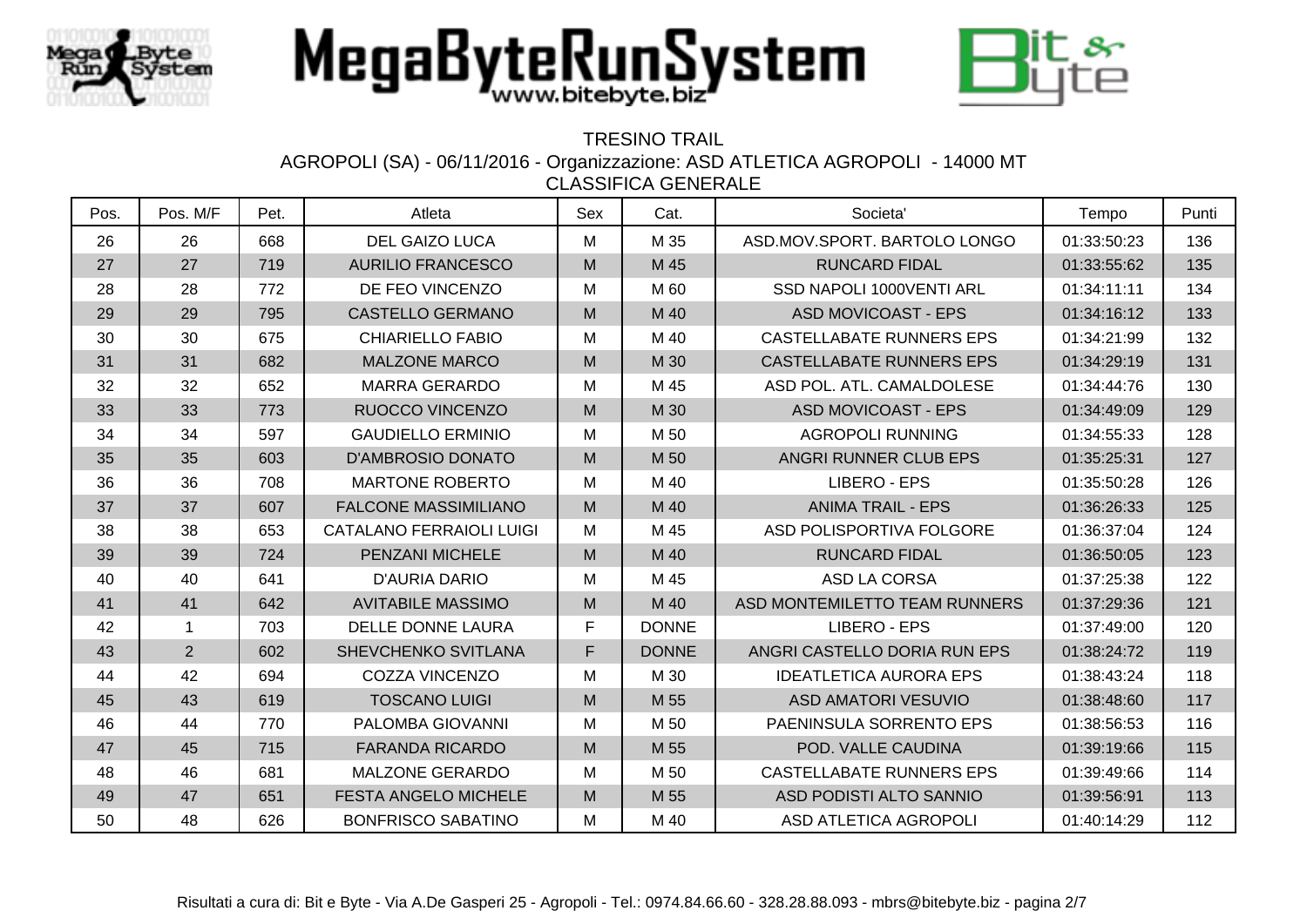TRESINO TRAIL

AGROPOLI (SA) - 06/11/2016 - Organizzazione: ASD ATLETICA AGROPOLI - 14000 MT

CLASSIFICA GENERALE

| Pos. | Pos. M/F | Pet. | Atleta | Sex | Cat. | Societa' | Tempo | Punti |
|---|---|---|---|---|---|---|---|---|
| 26 | 26 | 668 | DEL GAIZO LUCA | M | M 35 | ASD.MOV.SPORT. BARTOLO LONGO | 01:33:50:23 | 136 |
| 27 | 27 | 719 | AURILIO FRANCESCO | M | M 45 | RUNCARD FIDAL | 01:33:55:62 | 135 |
| 28 | 28 | 772 | DE FEO VINCENZO | M | M 60 | SSD NAPOLI 1000VENTI ARL | 01:34:11:11 | 134 |
| 29 | 29 | 795 | CASTELLO GERMANO | M | M 40 | ASD MOVICOAST - EPS | 01:34:16:12 | 133 |
| 30 | 30 | 675 | CHIARIELLO FABIO | M | M 40 | CASTELLABATE RUNNERS EPS | 01:34:21:99 | 132 |
| 31 | 31 | 682 | MALZONE MARCO | M | M 30 | CASTELLABATE RUNNERS EPS | 01:34:29:19 | 131 |
| 32 | 32 | 652 | MARRA GERARDO | M | M 45 | ASD POL. ATL. CAMALDOLESE | 01:34:44:76 | 130 |
| 33 | 33 | 773 | RUOCCO VINCENZO | M | M 30 | ASD MOVICOAST - EPS | 01:34:49:09 | 129 |
| 34 | 34 | 597 | GAUDIELLO ERMINIO | M | M 50 | AGROPOLI RUNNING | 01:34:55:33 | 128 |
| 35 | 35 | 603 | D'AMBROSIO DONATO | M | M 50 | ANGRI RUNNER CLUB EPS | 01:35:25:31 | 127 |
| 36 | 36 | 708 | MARTONE ROBERTO | M | M 40 | LIBERO - EPS | 01:35:50:28 | 126 |
| 37 | 37 | 607 | FALCONE MASSIMILIANO | M | M 40 | ANIMA TRAIL - EPS | 01:36:26:33 | 125 |
| 38 | 38 | 653 | CATALANO FERRAIOLI LUIGI | M | M 45 | ASD POLISPORTIVA FOLGORE | 01:36:37:04 | 124 |
| 39 | 39 | 724 | PENZANI MICHELE | M | M 40 | RUNCARD FIDAL | 01:36:50:05 | 123 |
| 40 | 40 | 641 | D'AURIA DARIO | M | M 45 | ASD LA CORSA | 01:37:25:38 | 122 |
| 41 | 41 | 642 | AVITABILE MASSIMO | M | M 40 | ASD MONTEMILETTO TEAM RUNNERS | 01:37:29:36 | 121 |
| 42 | 1 | 703 | DELLE DONNE LAURA | F | DONNE | LIBERO - EPS | 01:37:49:00 | 120 |
| 43 | 2 | 602 | SHEVCHENKO SVITLANA | F | DONNE | ANGRI CASTELLO DORIA RUN EPS | 01:38:24:72 | 119 |
| 44 | 42 | 694 | COZZA VINCENZO | M | M 30 | IDEATLETICA AURORA EPS | 01:38:43:24 | 118 |
| 45 | 43 | 619 | TOSCANO LUIGI | M | M 55 | ASD AMATORI VESUVIO | 01:38:48:60 | 117 |
| 46 | 44 | 770 | PALOMBA GIOVANNI | M | M 50 | PAENINSULA SORRENTO EPS | 01:38:56:53 | 116 |
| 47 | 45 | 715 | FARANDA RICARDO | M | M 55 | POD. VALLE CAUDINA | 01:39:19:66 | 115 |
| 48 | 46 | 681 | MALZONE GERARDO | M | M 50 | CASTELLABATE RUNNERS EPS | 01:39:49:66 | 114 |
| 49 | 47 | 651 | FESTA ANGELO MICHELE | M | M 55 | ASD PODISTI ALTO SANNIO | 01:39:56:91 | 113 |
| 50 | 48 | 626 | BONFRISCO SABATINO | M | M 40 | ASD ATLETICA AGROPOLI | 01:40:14:29 | 112 |

Risultati a cura di: Bit e Byte - Via A.De Gasperi 25 - Agropoli - Tel.: 0974.84.66.60 - 328.28.88.093 - mbrs@bitebyte.biz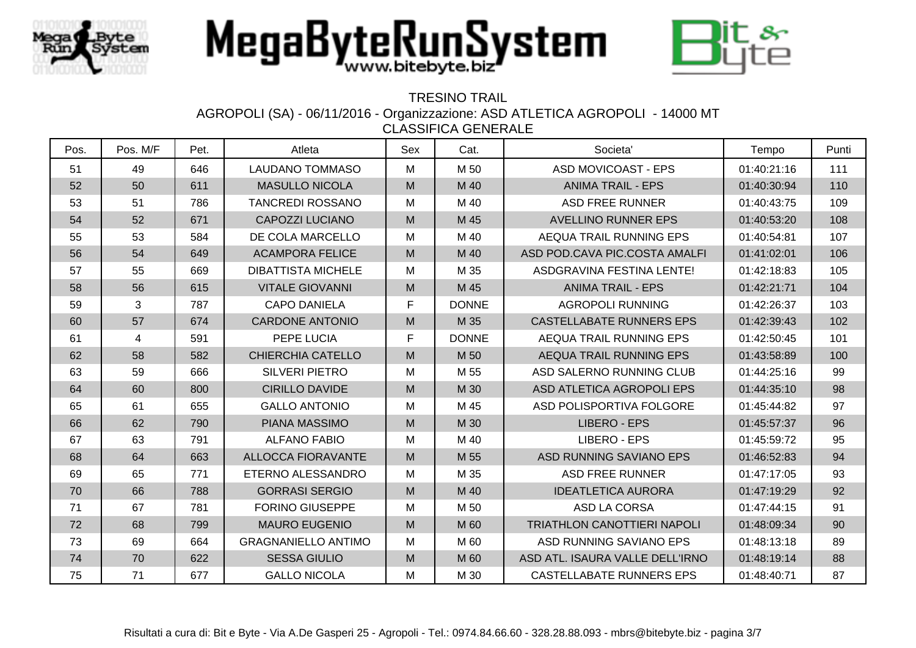# MegaByteRunSystem

www.bitebyte.biz

TRESINO TRAIL

AGROPOLI (SA) - 06/11/2016 - Organizzazione: ASD ATLETICA AGROPOLI - 14000 MT

CLASSIFICA GENERALE

| Pos. | Pos. M/F | Pet. | Atleta | Sex | Cat. | Societa' | Tempo | Punti |
|---|---|---|---|---|---|---|---|---|
| 51 | 49 | 646 | LAUDANO TOMMASO | M | M 50 | ASD MOVICOAST - EPS | 01:40:21:16 | 111 |
| 52 | 50 | 611 | MASULLO NICOLA | M | M 40 | ANIMA TRAIL - EPS | 01:40:30:94 | 110 |
| 53 | 51 | 786 | TANCREDI ROSSANO | M | M 40 | ASD FREE RUNNER | 01:40:43:75 | 109 |
| 54 | 52 | 671 | CAPOZZI LUCIANO | M | M 45 | AVELLINO RUNNER EPS | 01:40:53:20 | 108 |
| 55 | 53 | 584 | DE COLA MARCELLO | M | M 40 | AEQUA TRAIL RUNNING EPS | 01:40:54:81 | 107 |
| 56 | 54 | 649 | ACAMPORA FELICE | M | M 40 | ASD POD.CAVA PIC.COSTA AMALFI | 01:41:02:01 | 106 |
| 57 | 55 | 669 | DIBATTISTA MICHELE | M | M 35 | ASDGRAVINA FESTINA LENTE! | 01:42:18:83 | 105 |
| 58 | 56 | 615 | VITALE GIOVANNI | M | M 45 | ANIMA TRAIL - EPS | 01:42:21:71 | 104 |
| 59 | 3 | 787 | CAPO DANIELA | F | DONNE | AGROPOLI RUNNING | 01:42:26:37 | 103 |
| 60 | 57 | 674 | CARDONE ANTONIO | M | M 35 | CASTELLABATE RUNNERS EPS | 01:42:39:43 | 102 |
| 61 | 4 | 591 | PEPE LUCIA | F | DONNE | AEQUA TRAIL RUNNING EPS | 01:42:50:45 | 101 |
| 62 | 58 | 582 | CHIERCHIA CATELLO | M | M 50 | AEQUA TRAIL RUNNING EPS | 01:43:58:89 | 100 |
| 63 | 59 | 666 | SILVERI PIETRO | M | M 55 | ASD SALERNO RUNNING CLUB | 01:44:25:16 | 99 |
| 64 | 60 | 800 | CIRILLO DAVIDE | M | M 30 | ASD ATLETICA AGROPOLI EPS | 01:44:35:10 | 98 |
| 65 | 61 | 655 | GALLO ANTONIO | M | M 45 | ASD POLISPORTIVA FOLGORE | 01:45:44:82 | 97 |
| 66 | 62 | 790 | PIANA MASSIMO | M | M 30 | LIBERO - EPS | 01:45:57:37 | 96 |
| 67 | 63 | 791 | ALFANO FABIO | M | M 40 | LIBERO - EPS | 01:45:59:72 | 95 |
| 68 | 64 | 663 | ALLOCCA FIORAVANTE | M | M 55 | ASD RUNNING SAVIANO EPS | 01:46:52:83 | 94 |
| 69 | 65 | 771 | ETERNO ALESSANDRO | M | M 35 | ASD FREE RUNNER | 01:47:17:05 | 93 |
| 70 | 66 | 788 | GORRASI SERGIO | M | M 40 | IDEATLETICA AURORA | 01:47:19:29 | 92 |
| 71 | 67 | 781 | FORINO GIUSEPPE | M | M 50 | ASD LA CORSA | 01:47:44:15 | 91 |
| 72 | 68 | 799 | MAURO EUGENIO | M | M 60 | TRIATHLON CANOTTIERI NAPOLI | 01:48:09:34 | 90 |
| 73 | 69 | 664 | GRAGNANIELLO ANTIMO | M | M 60 | ASD RUNNING SAVIANO EPS | 01:48:13:18 | 89 |
| 74 | 70 | 622 | SESSA GIULIO | M | M 60 | ASD ATL. ISAURA VALLE DELL'IRNO | 01:48:19:14 | 88 |
| 75 | 71 | 677 | GALLO NICOLA | M | M 30 | CASTELLABATE RUNNERS EPS | 01:48:40:71 | 87 |

Risultati a cura di: Bit e Byte - Via A.De Gasperi 25 - Agropoli - Tel.: 0974.84.66.60 - 328.28.88.093 - mbrs@bitebyte.biz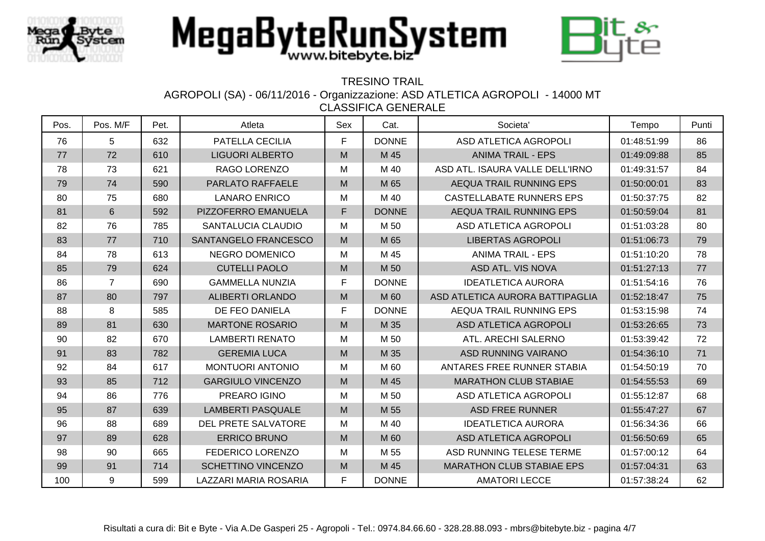# TRESINO TRAIL

AGROPOLI (SA) - 06/11/2016 - Organizzazione: ASD ATLETICA AGROPOLI - 14000 MT

CLASSIFICA GENERALE

| Pos. | Pos. M/F | Pet. | Atleta | Sex | Cat. | Societa' | Tempo | Punti |
|---|---|---|---|---|---|---|---|---|
| 76 | 5 | 632 | PATELLA CECILIA | F | DONNE | ASD ATLETICA AGROPOLI | 01:48:51:99 | 86 |
| 77 | 72 | 610 | LIGUORI ALBERTO | M | M 45 | ANIMA TRAIL - EPS | 01:49:09:88 | 85 |
| 78 | 73 | 621 | RAGO LORENZO | M | M 40 | ASD ATL. ISAURA VALLE DELL'IRNO | 01:49:31:57 | 84 |
| 79 | 74 | 590 | PARLATO RAFFAELE | M | M 65 | AEQUA TRAIL RUNNING EPS | 01:50:00:01 | 83 |
| 80 | 75 | 680 | LANARO ENRICO | M | M 40 | CASTELLABATE RUNNERS EPS | 01:50:37:75 | 82 |
| 81 | 6 | 592 | PIZZOFERRO EMANUELA | F | DONNE | AEQUA TRAIL RUNNING EPS | 01:50:59:04 | 81 |
| 82 | 76 | 785 | SANTALUCIA CLAUDIO | M | M 50 | ASD ATLETICA AGROPOLI | 01:51:03:28 | 80 |
| 83 | 77 | 710 | SANTANGELO FRANCESCO | M | M 65 | LIBERTAS AGROPOLI | 01:51:06:73 | 79 |
| 84 | 78 | 613 | NEGRO DOMENICO | M | M 45 | ANIMA TRAIL - EPS | 01:51:10:20 | 78 |
| 85 | 79 | 624 | CUTELLI PAOLO | M | M 50 | ASD ATL. VIS NOVA | 01:51:27:13 | 77 |
| 86 | 7 | 690 | GAMMELLA NUNZIA | F | DONNE | IDEATLETICA AURORA | 01:51:54:16 | 76 |
| 87 | 80 | 797 | ALIBERTI ORLANDO | M | M 60 | ASD ATLETICA AURORA BATTIPAGLIA | 01:52:18:47 | 75 |
| 88 | 8 | 585 | DE FEO DANIELA | F | DONNE | AEQUA TRAIL RUNNING EPS | 01:53:15:98 | 74 |
| 89 | 81 | 630 | MARTONE ROSARIO | M | M 35 | ASD ATLETICA AGROPOLI | 01:53:26:65 | 73 |
| 90 | 82 | 670 | LAMBERTI RENATO | M | M 50 | ATL. ARECHI SALERNO | 01:53:39:42 | 72 |
| 91 | 83 | 782 | GEREMIA LUCA | M | M 35 | ASD RUNNING VAIRANO | 01:54:36:10 | 71 |
| 92 | 84 | 617 | MONTUORI ANTONIO | M | M 60 | ANTARES FREE RUNNER STABIA | 01:54:50:19 | 70 |
| 93 | 85 | 712 | GARGIULO VINCENZO | M | M 45 | MARATHON CLUB STABIAE | 01:54:55:53 | 69 |
| 94 | 86 | 776 | PREARO IGINO | M | M 50 | ASD ATLETICA AGROPOLI | 01:55:12:87 | 68 |
| 95 | 87 | 639 | LAMBERTI PASQUALE | M | M 55 | ASD FREE RUNNER | 01:55:47:27 | 67 |
| 96 | 88 | 689 | DEL PRETE SALVATORE | M | M 40 | IDEATLETICA AURORA | 01:56:34:36 | 66 |
| 97 | 89 | 628 | ERRICO BRUNO | M | M 60 | ASD ATLETICA AGROPOLI | 01:56:50:69 | 65 |
| 98 | 90 | 665 | FEDERICO LORENZO | M | M 55 | ASD RUNNING TELESE TERME | 01:57:00:12 | 64 |
| 99 | 91 | 714 | SCHETTINO VINCENZO | M | M 45 | MARATHON CLUB STABIAE EPS | 01:57:04:31 | 63 |
| 100 | 9 | 599 | LAZZARI MARIA ROSARIA | F | DONNE | AMATORI LECCE | 01:57:38:24 | 62 |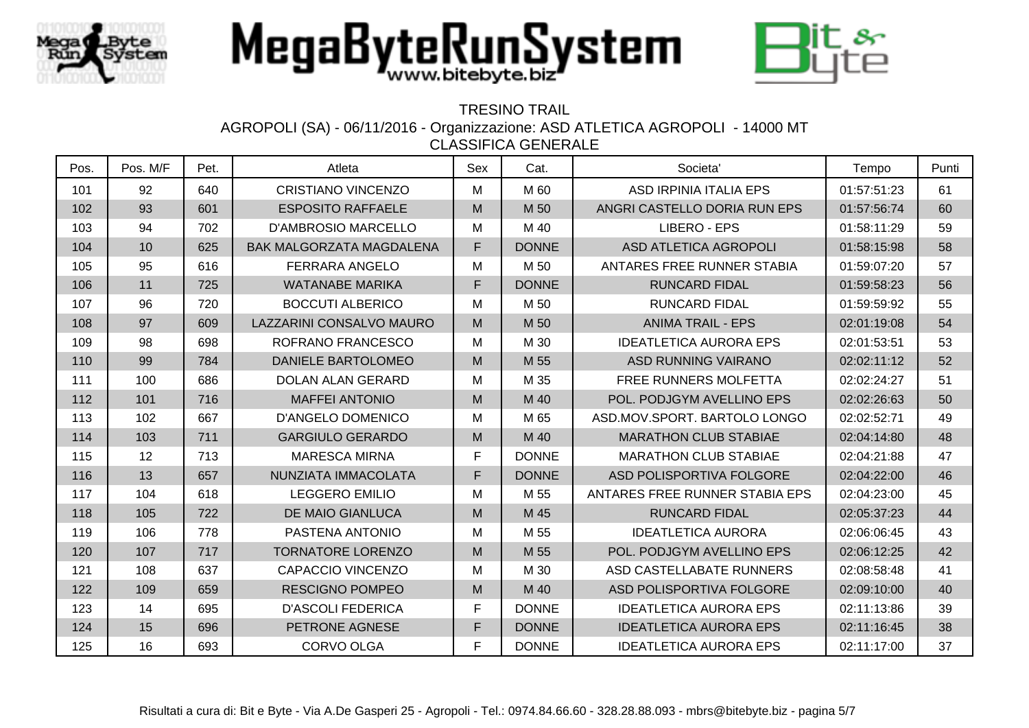# MegaByteRunSystem

www.bitebyte.biz

TRESINO TRAIL

AGROPOLI (SA) - 06/11/2016 - Organizzazione: ASD ATLETICA AGROPOLI - 14000 MT

CLASSIFICA GENERALE

| Pos. | Pos. M/F | Pet. | Atleta | Sex | Cat. | Societa' | Tempo | Punti |
|---|---|---|---|---|---|---|---|---|
| 101 | 92 | 640 | CRISTIANO VINCENZO | M | M 60 | ASD IRPINIA ITALIA EPS | 01:57:51:23 | 61 |
| 102 | 93 | 601 | ESPOSITO RAFFAELE | M | M 50 | ANGRI CASTELLO DORIA RUN EPS | 01:57:56:74 | 60 |
| 103 | 94 | 702 | D'AMBROSIO MARCELLO | M | M 40 | LIBERO - EPS | 01:58:11:29 | 59 |
| 104 | 10 | 625 | BAK MALGORZATA MAGDALENA | F | DONNE | ASD ATLETICA AGROPOLI | 01:58:15:98 | 58 |
| 105 | 95 | 616 | FERRARA ANGELO | M | M 50 | ANTARES FREE RUNNER STABIA | 01:59:07:20 | 57 |
| 106 | 11 | 725 | WATANABE MARIKA | F | DONNE | RUNCARD FIDAL | 01:59:58:23 | 56 |
| 107 | 96 | 720 | BOCCUTI ALBERICO | M | M 50 | RUNCARD FIDAL | 01:59:59:92 | 55 |
| 108 | 97 | 609 | LAZZARINI CONSALVO MAURO | M | M 50 | ANIMA TRAIL - EPS | 02:01:19:08 | 54 |
| 109 | 98 | 698 | ROFRANO FRANCESCO | M | M 30 | IDEATLETICA AURORA EPS | 02:01:53:51 | 53 |
| 110 | 99 | 784 | DANIELE BARTOLOMEO | M | M 55 | ASD RUNNING VAIRANO | 02:02:11:12 | 52 |
| 111 | 100 | 686 | DOLAN ALAN GERARD | M | M 35 | FREE RUNNERS MOLFETTA | 02:02:24:27 | 51 |
| 112 | 101 | 716 | MAFFEI ANTONIO | M | M 40 | POL. PODJGYM AVELLINO EPS | 02:02:26:63 | 50 |
| 113 | 102 | 667 | D'ANGELO DOMENICO | M | M 65 | ASD.MOV.SPORT. BARTOLO LONGO | 02:02:52:71 | 49 |
| 114 | 103 | 711 | GARGIULO GERARDO | M | M 40 | MARATHON CLUB STABIAE | 02:04:14:80 | 48 |
| 115 | 12 | 713 | MARESCA MIRNA | F | DONNE | MARATHON CLUB STABIAE | 02:04:21:88 | 47 |
| 116 | 13 | 657 | NUNZIATA IMMACOLATA | F | DONNE | ASD POLISPORTIVA FOLGORE | 02:04:22:00 | 46 |
| 117 | 104 | 618 | LEGGERO EMILIO | M | M 55 | ANTARES FREE RUNNER STABIA EPS | 02:04:23:00 | 45 |
| 118 | 105 | 722 | DE MAIO GIANLUCA | M | M 45 | RUNCARD FIDAL | 02:05:37:23 | 44 |
| 119 | 106 | 778 | PASTENA ANTONIO | M | M 55 | IDEATLETICA AURORA | 02:06:06:45 | 43 |
| 120 | 107 | 717 | TORNATORE LORENZO | M | M 55 | POL. PODJGYM AVELLINO EPS | 02:06:12:25 | 42 |
| 121 | 108 | 637 | CAPACCIO VINCENZO | M | M 30 | ASD CASTELLABATE RUNNERS | 02:08:58:48 | 41 |
| 122 | 109 | 659 | RESCIGNO POMPEO | M | M 40 | ASD POLISPORTIVA FOLGORE | 02:09:10:00 | 40 |
| 123 | 14 | 695 | D'ASCOLI FEDERICA | F | DONNE | IDEATLETICA AURORA EPS | 02:11:13:86 | 39 |
| 124 | 15 | 696 | PETRONE AGNESE | F | DONNE | IDEATLETICA AURORA EPS | 02:11:16:45 | 38 |
| 125 | 16 | 693 | CORVO OLGA | F | DONNE | IDEATLETICA AURORA EPS | 02:11:17:00 | 37 |

Risultati a cura di: Bit e Byte - Via A.De Gasperi 25 - Agropoli - Tel.: 0974.84.66.60 - 328.28.88.093 - mbrs@bitebyte.biz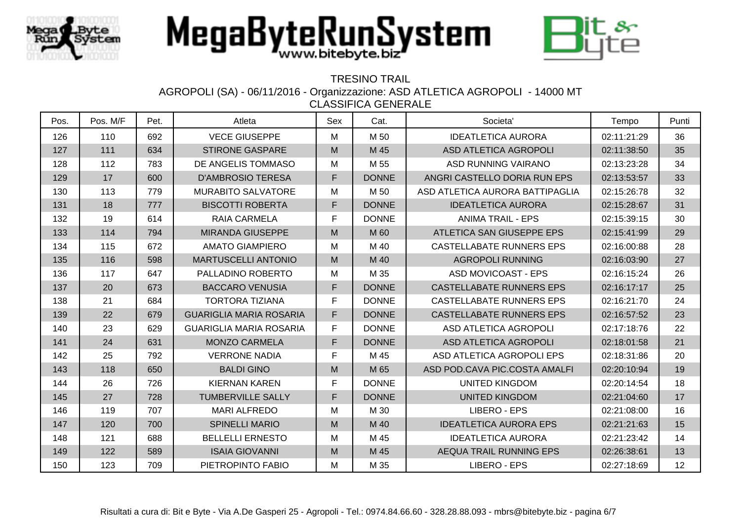TRESINO TRAIL

AGROPOLI (SA) - 06/11/2016 - Organizzazione: ASD ATLETICA AGROPOLI - 14000 MT

CLASSIFICA GENERALE

| Pos. | Pos. M/F | Pet. | Atleta | Sex | Cat. | Societa' | Tempo | Punti |
|---|---|---|---|---|---|---|---|---|
| 126 | 110 | 692 | VECE GIUSEPPE | M | M 50 | IDEATLETICA AURORA | 02:11:21:29 | 36 |
| 127 | 111 | 634 | STIRONE GASPARE | M | M 45 | ASD ATLETICA AGROPOLI | 02:11:38:50 | 35 |
| 128 | 112 | 783 | DE ANGELIS TOMMASO | M | M 55 | ASD RUNNING VAIRANO | 02:13:23:28 | 34 |
| 129 | 17 | 600 | D'AMBROSIO TERESA | F | DONNE | ANGRI CASTELLO DORIA RUN EPS | 02:13:53:57 | 33 |
| 130 | 113 | 779 | MURABITO SALVATORE | M | M 50 | ASD ATLETICA AURORA BATTIPAGLIA | 02:15:26:78 | 32 |
| 131 | 18 | 777 | BISCOTTI ROBERTA | F | DONNE | IDEATLETICA AURORA | 02:15:28:67 | 31 |
| 132 | 19 | 614 | RAIA CARMELA | F | DONNE | ANIMA TRAIL - EPS | 02:15:39:15 | 30 |
| 133 | 114 | 794 | MIRANDA GIUSEPPE | M | M 60 | ATLETICA SAN GIUSEPPE EPS | 02:15:41:99 | 29 |
| 134 | 115 | 672 | AMATO GIAMPIERO | M | M 40 | CASTELLABATE RUNNERS EPS | 02:16:00:88 | 28 |
| 135 | 116 | 598 | MARTUSCELLI ANTONIO | M | M 40 | AGROPOLI RUNNING | 02:16:03:90 | 27 |
| 136 | 117 | 647 | PALLADINO ROBERTO | M | M 35 | ASD MOVICOAST - EPS | 02:16:15:24 | 26 |
| 137 | 20 | 673 | BACCARO VENUSIA | F | DONNE | CASTELLABATE RUNNERS EPS | 02:16:17:17 | 25 |
| 138 | 21 | 684 | TORTORA TIZIANA | F | DONNE | CASTELLABATE RUNNERS EPS | 02:16:21:70 | 24 |
| 139 | 22 | 679 | GUARIGLIA MARIA ROSARIA | F | DONNE | CASTELLABATE RUNNERS EPS | 02:16:57:52 | 23 |
| 140 | 23 | 629 | GUARIGLIA MARIA ROSARIA | F | DONNE | ASD ATLETICA AGROPOLI | 02:17:18:76 | 22 |
| 141 | 24 | 631 | MONZO CARMELA | F | DONNE | ASD ATLETICA AGROPOLI | 02:18:01:58 | 21 |
| 142 | 25 | 792 | VERRONE NADIA | F | M 45 | ASD ATLETICA AGROPOLI EPS | 02:18:31:86 | 20 |
| 143 | 118 | 650 | BALDI GINO | M | M 65 | ASD POD.CAVA PIC.COSTA AMALFI | 02:20:10:94 | 19 |
| 144 | 26 | 726 | KIERNAN KAREN | F | DONNE | UNITED KINGDOM | 02:20:14:54 | 18 |
| 145 | 27 | 728 | TUMBERVILLE SALLY | F | DONNE | UNITED KINGDOM | 02:21:04:60 | 17 |
| 146 | 119 | 707 | MARI ALFREDO | M | M 30 | LIBERO - EPS | 02:21:08:00 | 16 |
| 147 | 120 | 700 | SPINELLI MARIO | M | M 40 | IDEATLETICA AURORA EPS | 02:21:21:63 | 15 |
| 148 | 121 | 688 | BELLELLI ERNESTO | M | M 45 | IDEATLETICA AURORA | 02:21:23:42 | 14 |
| 149 | 122 | 589 | ISAIA GIOVANNI | M | M 45 | AEQUA TRAIL RUNNING EPS | 02:26:38:61 | 13 |
| 150 | 123 | 709 | PIETROPINTO FABIO | M | M 35 | LIBERO - EPS | 02:27:18:69 | 12 |

Risultati a cura di: Bit e Byte - Via A.De Gasperi 25 - Agropoli - Tel.: 0974.84.66.60 - 328.28.88.093 - mbrs@bitebyte.biz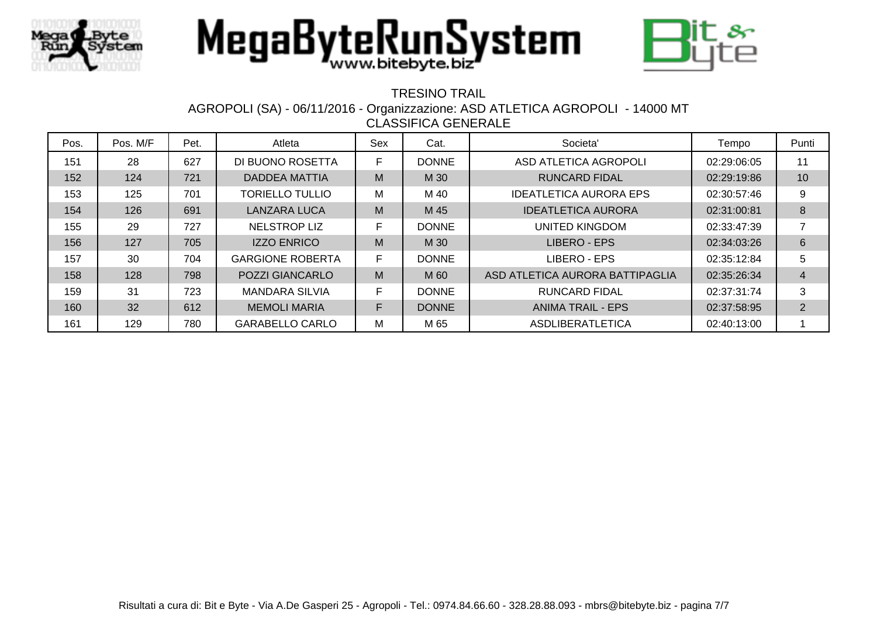TRESINO TRAIL

AGROPOLI (SA) - 06/11/2016 - Organizzazione: ASD ATLETICA AGROPOLI - 14000 MT

CLASSIFICA GENERALE

| Pos. | Pos. M/F | Pet. | Atleta | Sex | Cat. | Societa' | Tempo | Punti |
|---|---|---|---|---|---|---|---|---|
| 151 | 28 | 627 | DI BUONO ROSETTA | F | DONNE | ASD ATLETICA AGROPOLI | 02:29:06:05 | 11 |
| 152 | 124 | 721 | DADDEA MATTIA | M | M 30 | RUNCARD FIDAL | 02:29:19:86 | 10 |
| 153 | 125 | 701 | TORIELLO TULLIO | M | M 40 | IDEATLETICA AURORA EPS | 02:30:57:46 | 9 |
| 154 | 126 | 691 | LANZARA LUCA | M | M 45 | IDEATLETICA AURORA | 02:31:00:81 | 8 |
| 155 | 29 | 727 | NELSTROP LIZ | F | DONNE | UNITED KINGDOM | 02:33:47:39 | 7 |
| 156 | 127 | 705 | IZZO ENRICO | M | M 30 | LIBERO - EPS | 02:34:03:26 | 6 |
| 157 | 30 | 704 | GARGIONE ROBERTA | F | DONNE | LIBERO - EPS | 02:35:12:84 | 5 |
| 158 | 128 | 798 | POZZI GIANCARLO | M | M 60 | ASD ATLETICA AURORA BATTIPAGLIA | 02:35:26:34 | 4 |
| 159 | 31 | 723 | MANDARA SILVIA | F | DONNE | RUNCARD FIDAL | 02:37:31:74 | 3 |
| 160 | 32 | 612 | MEMOLI MARIA | F | DONNE | ANIMA TRAIL - EPS | 02:37:58:95 | 2 |
| 161 | 129 | 780 | GARABELLO CARLO | M | M 65 | ASDLIBERATLETICA | 02:40:13:00 | 1 |